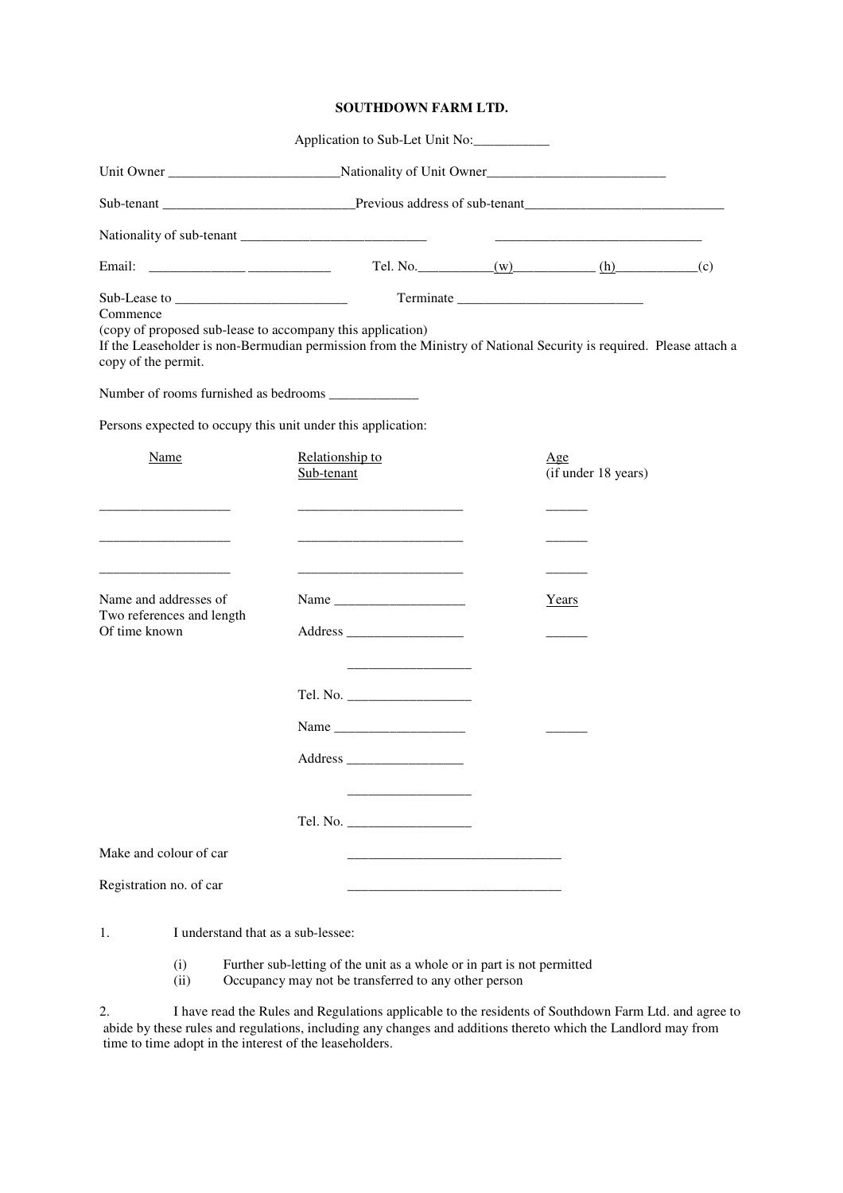# SOUTHDOWN FARM LTD.

Application to Sub-Let Unit No:___________

Unit Owner _________________________Nationality of Unit Owner__________________________

Sub-tenant ____________________________Previous address of sub-tenant_____________________________

Nationality of sub-tenant ___________________________ ______________________________

Email: ______________ ____________ Tel. No.___________(w)____________ (h)____________(c)

Sub-Lease to _________________________ Terminate ___________________________

Commence

(copy of proposed sub-lease to accompany this application)

If the Leaseholder is non-Bermudian permission from the Ministry of National Security is required. Please attach a copy of the permit.

Number of rooms furnished as bedrooms _____________

Persons expected to occupy this unit under this application:

| Name | Relationship to Sub-tenant | Age (if under 18 years) |
|---|---|---|
| ___________________ | ________________________ | ______ |
| ___________________ | ________________________ | ______ |
| ___________________ | ________________________ | ______ |

| | | Years |
|---|---|---|
| Name and addresses of Two references and length Of time known | Name ___________________ | |
| | Address _________________ | ______ |
| | _________________ | |
| | Tel. No. __________________ | |
| | Name ___________________ | ______ |
| | Address _________________ | |
| | _________________ | |
| | Tel. No. __________________ | |

Make and colour of car _______________________________

Registration no. of car _______________________________

1. I understand that as a sub-lessee:

   (i) Further sub-letting of the unit as a whole or in part is not permitted

   (ii) Occupancy may not be transferred to any other person

2. I have read the Rules and Regulations applicable to the residents of Southdown Farm Ltd. and agree to abide by these rules and regulations, including any changes and additions thereto which the Landlord may from time to time adopt in the interest of the leaseholders.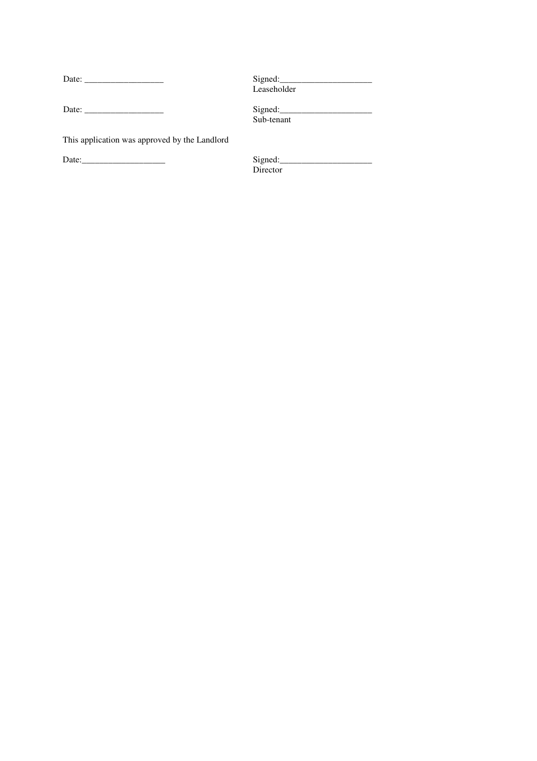Date: __________________ Signed:_____________________
Leaseholder

Date: __________________ Signed:_____________________
Sub-tenant

This application was approved by the Landlord

Date:___________________ Signed:_____________________
Director